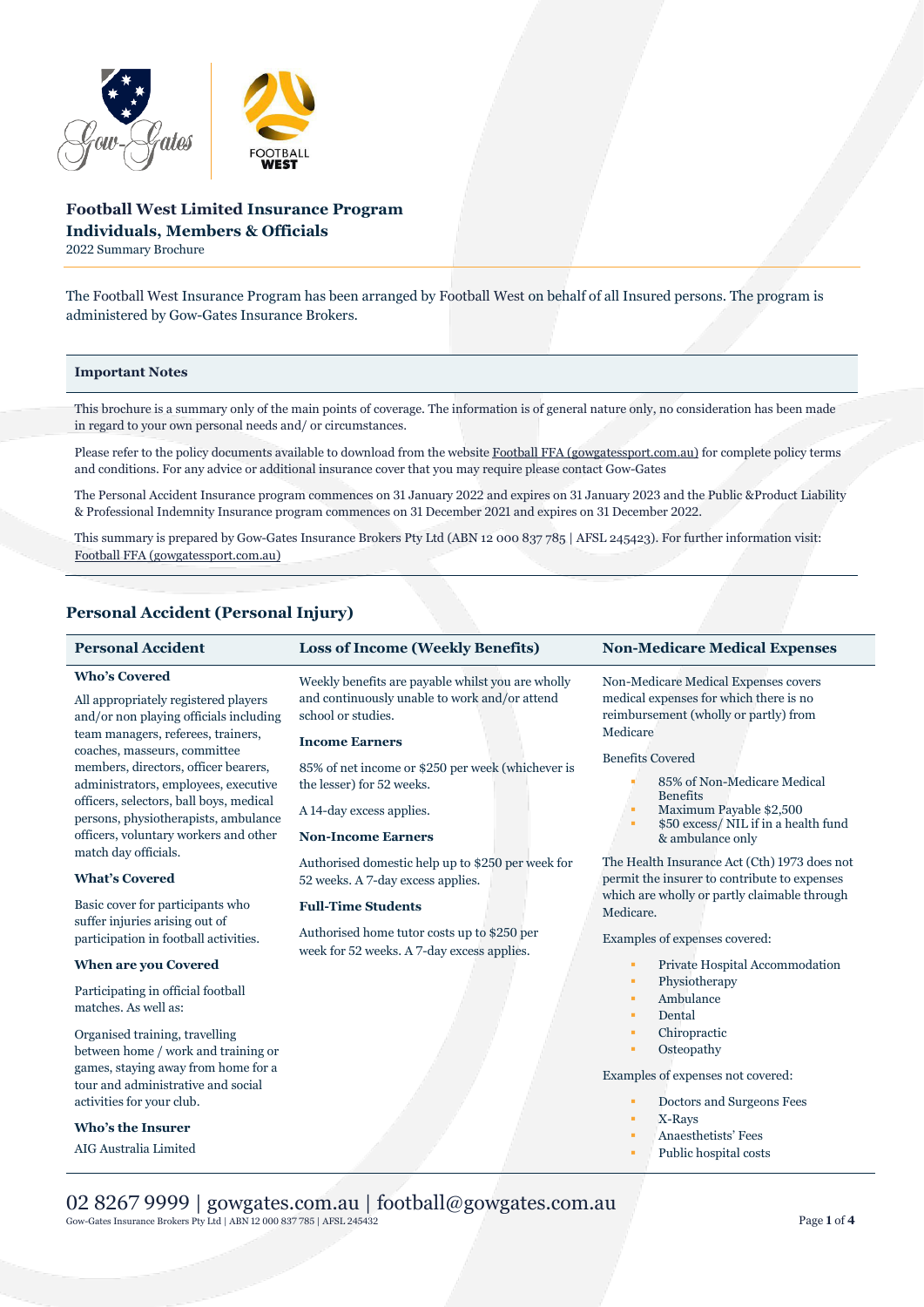# Football West Limited Insurance Program
## Individuals, Members & Officials

2022 Summary Brochure

The Football West Insurance Program has been arranged by Football West on behalf of all Insured persons. The program is administered by Gow-Gates Insurance Brokers.

### Important Notes

This brochure is a summary only of the main points of coverage. The information is of general nature only, no consideration has been made in regard to your own personal needs and/ or circumstances.

Please refer to the policy documents available to download from the website Football FFA (gowgatessport.com.au) for complete policy terms and conditions. For any advice or additional insurance cover that you may require please contact Gow-Gates

The Personal Accident Insurance program commences on 31 January 2022 and expires on 31 January 2023 and the Public &Product Liability & Professional Indemnity Insurance program commences on 31 December 2021 and expires on 31 December 2022.

This summary is prepared by Gow-Gates Insurance Brokers Pty Ltd (ABN 12 000 837 785 | AFSL 245423). For further information visit: Football FFA (gowgatessport.com.au)

## Personal Accident (Personal Injury)

### Personal Accident

**Who's Covered**

All appropriately registered players and/or non playing officials including team managers, referees, trainers, coaches, masseurs, committee members, directors, officer bearers, administrators, employees, executive officers, selectors, ball boys, medical persons, physiotherapists, ambulance officers, voluntary workers and other match day officials.

**What's Covered**

Basic cover for participants who suffer injuries arising out of participation in football activities.

**When are you Covered**

Participating in official football matches. As well as:

Organised training, travelling between home / work and training or games, staying away from home for a tour and administrative and social activities for your club.

**Who's the Insurer**

AIG Australia Limited

### Loss of Income (Weekly Benefits)

Weekly benefits are payable whilst you are wholly and continuously unable to work and/or attend school or studies.

**Income Earners**

85% of net income or $250 per week (whichever is the lesser) for 52 weeks.

A 14-day excess applies.

**Non-Income Earners**

Authorised domestic help up to $250 per week for 52 weeks. A 7-day excess applies.

**Full-Time Students**

Authorised home tutor costs up to $250 per week for 52 weeks. A 7-day excess applies.

### Non-Medicare Medical Expenses

Non-Medicare Medical Expenses covers medical expenses for which there is no reimbursement (wholly or partly) from Medicare

Benefits Covered

- 85% of Non-Medicare Medical Benefits
- Maximum Payable $2,500
- $50 excess/ NIL if in a health fund & ambulance only

The Health Insurance Act (Cth) 1973 does not permit the insurer to contribute to expenses which are wholly or partly claimable through Medicare.

Examples of expenses covered:

- Private Hospital Accommodation
- Physiotherapy
- Ambulance
- Dental
- Chiropractic
- Osteopathy

Examples of expenses not covered:

- Doctors and Surgeons Fees
- X-Rays
- Anaesthetists' Fees
- Public hospital costs

02 8267 9999 | gowgates.com.au | football@gowgates.com.au

Gow-Gates Insurance Brokers Pty Ltd | ABN 12 000 837 785 | AFSL 245432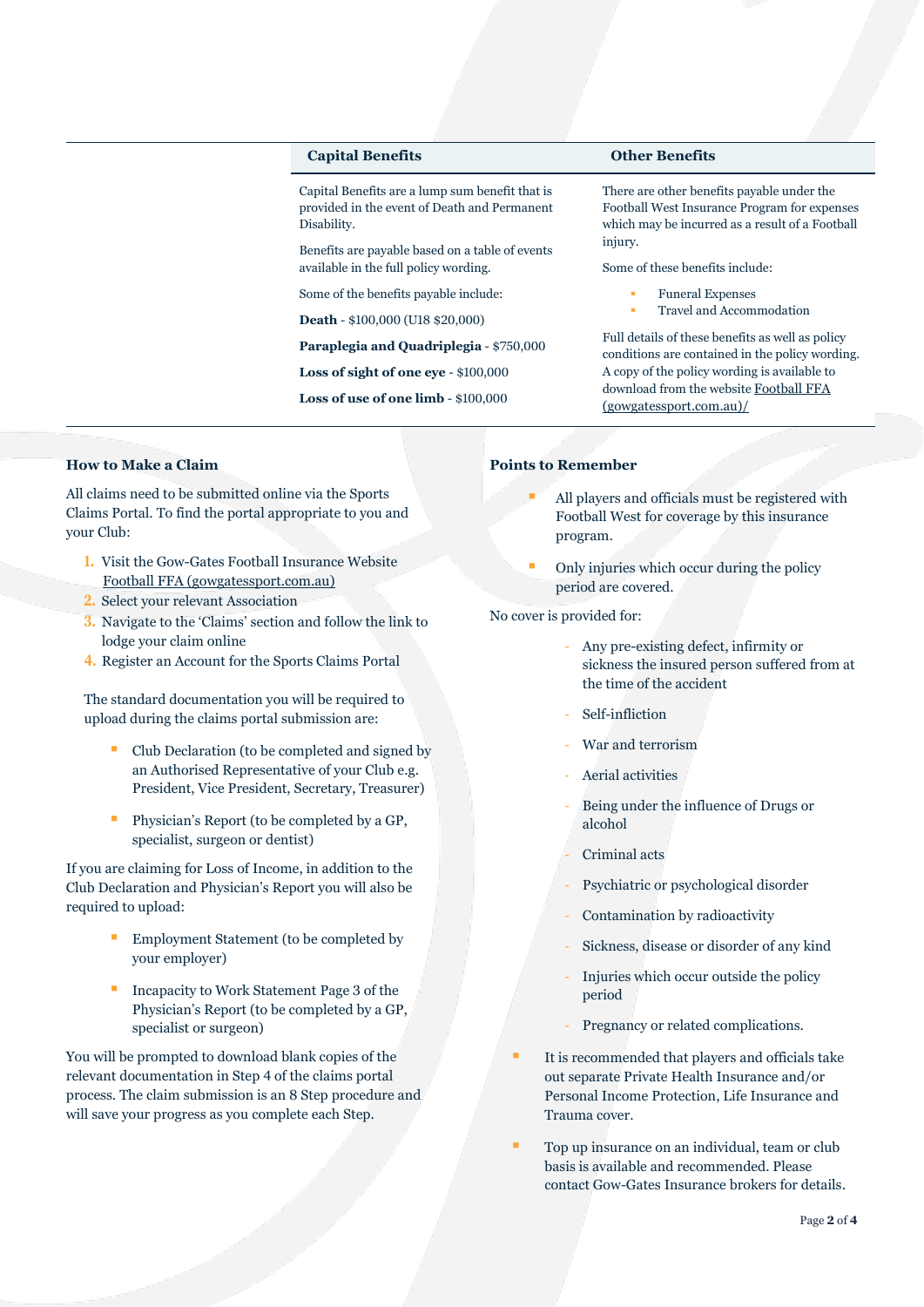| Capital Benefits | Other Benefits |
|---|---|
| Capital Benefits are a lump sum benefit that is provided in the event of Death and Permanent Disability.<br><br>Benefits are payable based on a table of events available in the full policy wording.<br><br>Some of the benefits payable include:<br><br>**Death** - $100,000 (U18 $20,000)<br><br>**Paraplegia and Quadriplegia** - $750,000<br><br>**Loss of sight of one eye** - $100,000<br><br>**Loss of use of one limb** - $100,000 | There are other benefits payable under the Football West Insurance Program for expenses which may be incurred as a result of a Football injury.<br><br>Some of these benefits include:<br><br>- Funeral Expenses<br>- Travel and Accommodation<br><br>Full details of these benefits as well as policy conditions are contained in the policy wording. A copy of the policy wording is available to download from the website Football FFA (gowgatessport.com.au)/ |

### How to Make a Claim

All claims need to be submitted online via the Sports Claims Portal. To find the portal appropriate to you and your Club:

1. Visit the Gow-Gates Football Insurance Website Football FFA (gowgatessport.com.au)
2. Select your relevant Association
3. Navigate to the 'Claims' section and follow the link to lodge your claim online
4. Register an Account for the Sports Claims Portal

The standard documentation you will be required to upload during the claims portal submission are:

- Club Declaration (to be completed and signed by an Authorised Representative of your Club e.g. President, Vice President, Secretary, Treasurer)
- Physician's Report (to be completed by a GP, specialist, surgeon or dentist)

If you are claiming for Loss of Income, in addition to the Club Declaration and Physician's Report you will also be required to upload:

- Employment Statement (to be completed by your employer)
- Incapacity to Work Statement Page 3 of the Physician's Report (to be completed by a GP, specialist or surgeon)

You will be prompted to download blank copies of the relevant documentation in Step 4 of the claims portal process. The claim submission is an 8 Step procedure and will save your progress as you complete each Step.

### Points to Remember

- All players and officials must be registered with Football West for coverage by this insurance program.
- Only injuries which occur during the policy period are covered.

No cover is provided for:

- Any pre-existing defect, infirmity or sickness the insured person suffered from at the time of the accident
- Self-infliction
- War and terrorism
- Aerial activities
- Being under the influence of Drugs or alcohol
- Criminal acts
- Psychiatric or psychological disorder
- Contamination by radioactivity
- Sickness, disease or disorder of any kind
- Injuries which occur outside the policy period
- Pregnancy or related complications.

- It is recommended that players and officials take out separate Private Health Insurance and/or Personal Income Protection, Life Insurance and Trauma cover.
- Top up insurance on an individual, team or club basis is available and recommended. Please contact Gow-Gates Insurance brokers for details.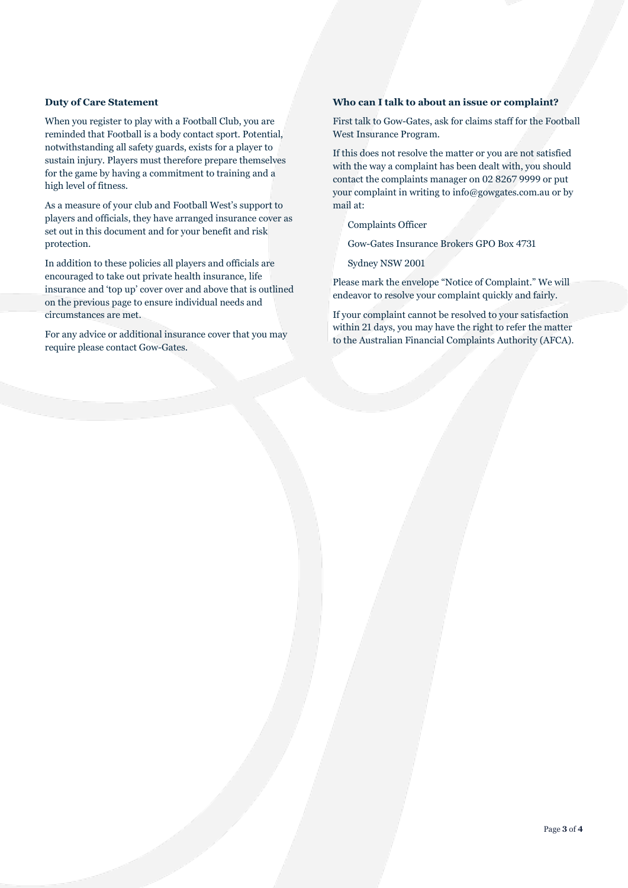### Duty of Care Statement

When you register to play with a Football Club, you are reminded that Football is a body contact sport. Potential, notwithstanding all safety guards, exists for a player to sustain injury. Players must therefore prepare themselves for the game by having a commitment to training and a high level of fitness.

As a measure of your club and Football West's support to players and officials, they have arranged insurance cover as set out in this document and for your benefit and risk protection.

In addition to these policies all players and officials are encouraged to take out private health insurance, life insurance and 'top up' cover over and above that is outlined on the previous page to ensure individual needs and circumstances are met.

For any advice or additional insurance cover that you may require please contact Gow-Gates.

### Who can I talk to about an issue or complaint?

First talk to Gow-Gates, ask for claims staff for the Football West Insurance Program.

If this does not resolve the matter or you are not satisfied with the way a complaint has been dealt with, you should contact the complaints manager on 02 8267 9999 or put your complaint in writing to info@gowgates.com.au or by mail at:

Complaints Officer

Gow-Gates Insurance Brokers GPO Box 4731

Sydney NSW 2001

Please mark the envelope "Notice of Complaint." We will endeavor to resolve your complaint quickly and fairly.

If your complaint cannot be resolved to your satisfaction within 21 days, you may have the right to refer the matter to the Australian Financial Complaints Authority (AFCA).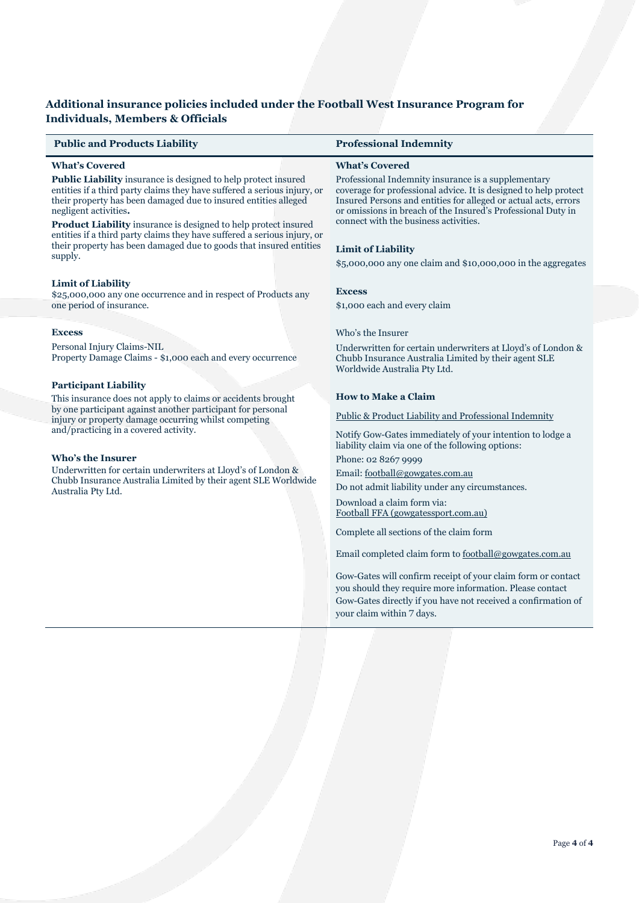## Additional insurance policies included under the Football West Insurance Program for Individuals, Members & Officials

### Public and Products Liability

**What's Covered**

**Public Liability** insurance is designed to help protect insured entities if a third party claims they have suffered a serious injury, or their property has been damaged due to insured entities alleged negligent activities**.**

**Product Liability** insurance is designed to help protect insured entities if a third party claims they have suffered a serious injury, or their property has been damaged due to goods that insured entities supply.

**Limit of Liability**

$25,000,000 any one occurrence and in respect of Products any one period of insurance.

**Excess**

Personal Injury Claims-NIL
Property Damage Claims - $1,000 each and every occurrence

**Participant Liability**

This insurance does not apply to claims or accidents brought by one participant against another participant for personal injury or property damage occurring whilst competing and/practicing in a covered activity.

**Who's the Insurer**

Underwritten for certain underwriters at Lloyd's of London & Chubb Insurance Australia Limited by their agent SLE Worldwide Australia Pty Ltd.

### Professional Indemnity

**What's Covered**

Professional Indemnity insurance is a supplementary coverage for professional advice. It is designed to help protect Insured Persons and entities for alleged or actual acts, errors or omissions in breach of the Insured's Professional Duty in connect with the business activities.

**Limit of Liability**

$5,000,000 any one claim and $10,000,000 in the aggregates

**Excess**

$1,000 each and every claim

Who's the Insurer

Underwritten for certain underwriters at Lloyd's of London & Chubb Insurance Australia Limited by their agent SLE Worldwide Australia Pty Ltd.

**How to Make a Claim**

Public & Product Liability and Professional Indemnity

Notify Gow-Gates immediately of your intention to lodge a liability claim via one of the following options:

Phone: 02 8267 9999

Email: football@gowgates.com.au

Do not admit liability under any circumstances.

Download a claim form via:
Football FFA (gowgatessport.com.au)

Complete all sections of the claim form

Email completed claim form to football@gowgates.com.au

Gow-Gates will confirm receipt of your claim form or contact you should they require more information. Please contact Gow-Gates directly if you have not received a confirmation of your claim within 7 days.